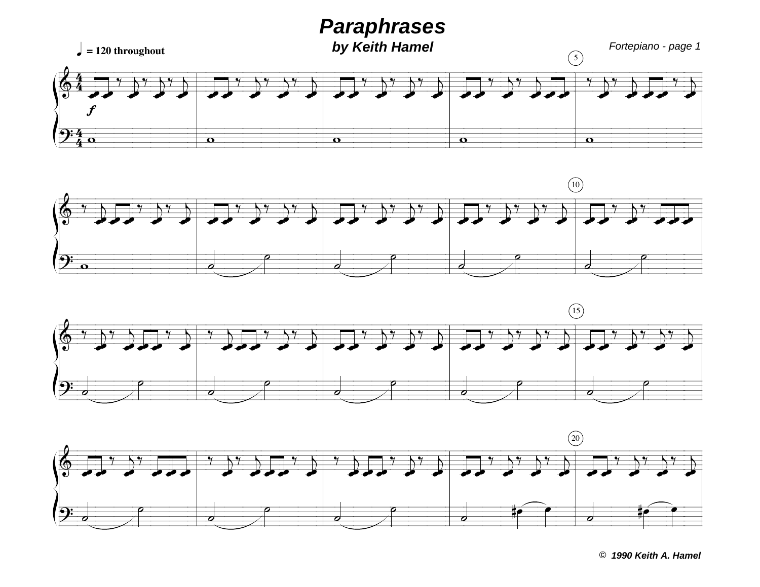# Paraphrases

### by Keith Hamel

♩ = 120 throughout